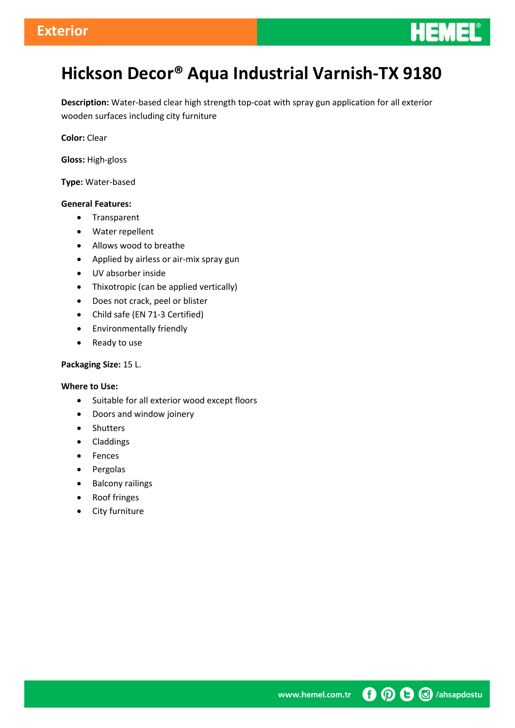# Hickson Decor® Aqua Industrial Varnish-TX 9180

**Description:** Water-based clear high strength top-coat with spray gun application for all exterior wooden surfaces including city furniture

**Color:** Clear

**Gloss:** High-gloss

**Type:** Water-based

**General Features:**

- Transparent
- Water repellent
- Allows wood to breathe
- Applied by airless or air-mix spray gun
- UV absorber inside
- Thixotropic (can be applied vertically)
- Does not crack, peel or blister
- Child safe (EN 71-3 Certified)
- Environmentally friendly
- Ready to use

**Packaging Size:** 15 L.

**Where to Use:**

- Suitable for all exterior wood except floors
- Doors and window joinery
- Shutters
- Claddings
- Fences
- Pergolas
- Balcony railings
- Roof fringes
- City furniture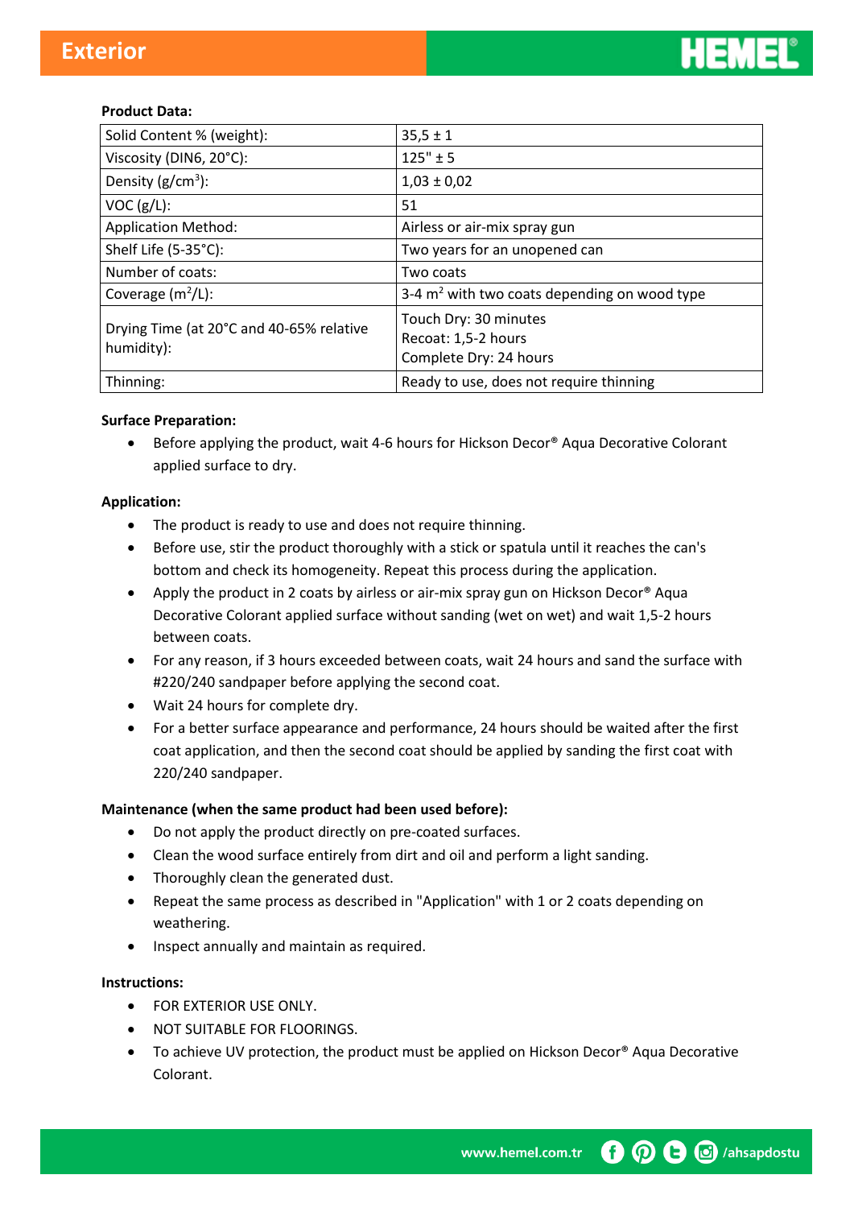**Product Data:**

| | |
|---|---|
| Solid Content % (weight): | 35,5 ± 1 |
| Viscosity (DIN6, 20°C): | 125" ± 5 |
| Density (g/cm$^3$): | 1,03 ± 0,02 |
| VOC (g/L): | 51 |
| Application Method: | Airless or air-mix spray gun |
| Shelf Life (5-35°C): | Two years for an unopened can |
| Number of coats: | Two coats |
| Coverage (m$^2$/L): | 3-4 m$^2$ with two coats depending on wood type |
| Drying Time (at 20°C and 40-65% relative humidity): | Touch Dry: 30 minutes<br>Recoat: 1,5-2 hours<br>Complete Dry: 24 hours |
| Thinning: | Ready to use, does not require thinning |

**Surface Preparation:**

- Before applying the product, wait 4-6 hours for Hickson Decor® Aqua Decorative Colorant applied surface to dry.

**Application:**

- The product is ready to use and does not require thinning.
- Before use, stir the product thoroughly with a stick or spatula until it reaches the can's bottom and check its homogeneity. Repeat this process during the application.
- Apply the product in 2 coats by airless or air-mix spray gun on Hickson Decor® Aqua Decorative Colorant applied surface without sanding (wet on wet) and wait 1,5-2 hours between coats.
- For any reason, if 3 hours exceeded between coats, wait 24 hours and sand the surface with #220/240 sandpaper before applying the second coat.
- Wait 24 hours for complete dry.
- For a better surface appearance and performance, 24 hours should be waited after the first coat application, and then the second coat should be applied by sanding the first coat with 220/240 sandpaper.

**Maintenance (when the same product had been used before):**

- Do not apply the product directly on pre-coated surfaces.
- Clean the wood surface entirely from dirt and oil and perform a light sanding.
- Thoroughly clean the generated dust.
- Repeat the same process as described in "Application" with 1 or 2 coats depending on weathering.
- Inspect annually and maintain as required.

**Instructions:**

- FOR EXTERIOR USE ONLY.
- NOT SUITABLE FOR FLOORINGS.
- To achieve UV protection, the product must be applied on Hickson Decor® Aqua Decorative Colorant.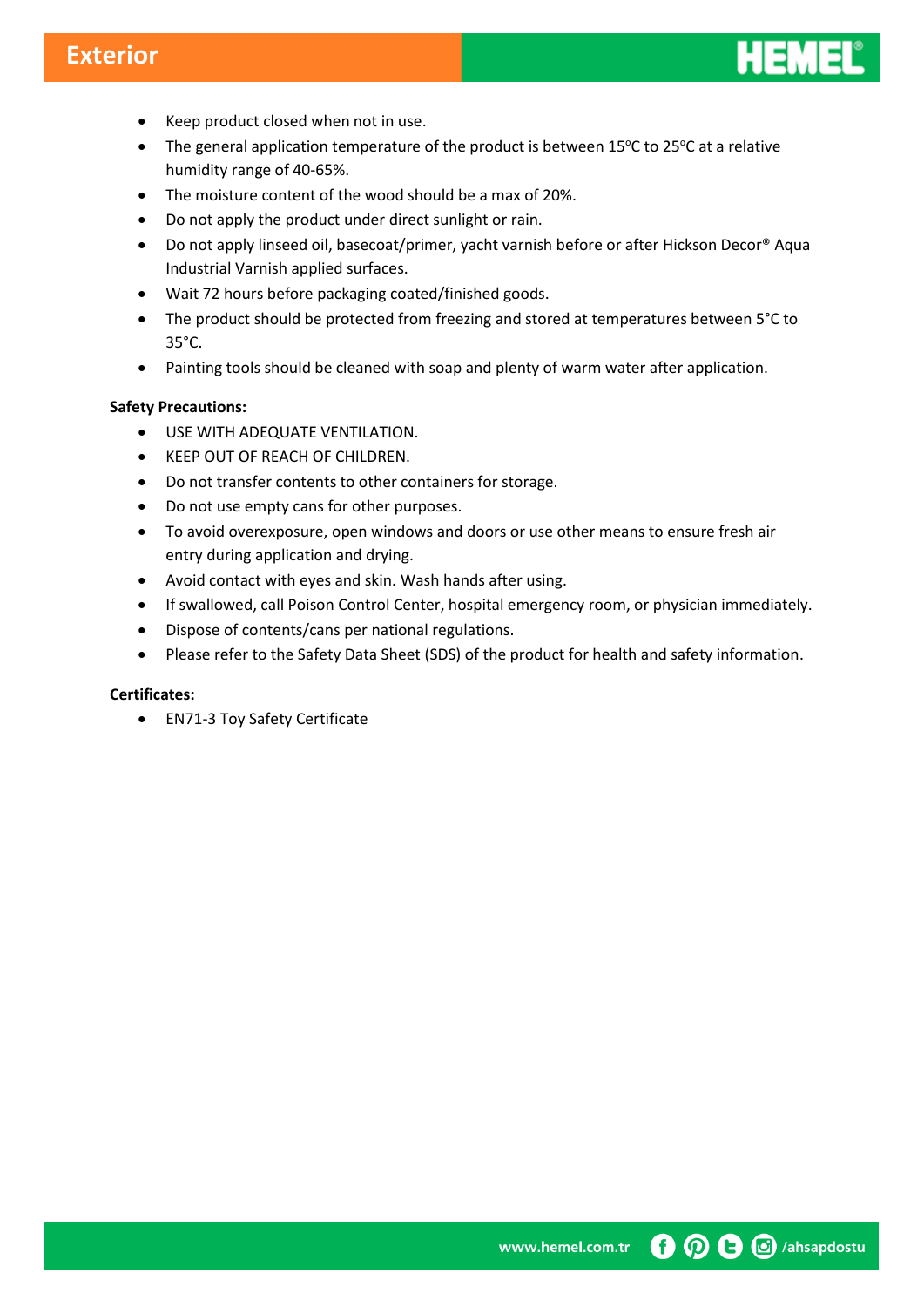- Keep product closed when not in use.
- The general application temperature of the product is between 15ºC to 25ºC at a relative humidity range of 40-65%.
- The moisture content of the wood should be a max of 20%.
- Do not apply the product under direct sunlight or rain.
- Do not apply linseed oil, basecoat/primer, yacht varnish before or after Hickson Decor® Aqua Industrial Varnish applied surfaces.
- Wait 72 hours before packaging coated/finished goods.
- The product should be protected from freezing and stored at temperatures between 5°C to 35°C.
- Painting tools should be cleaned with soap and plenty of warm water after application.

**Safety Precautions:**

- USE WITH ADEQUATE VENTILATION.
- KEEP OUT OF REACH OF CHILDREN.
- Do not transfer contents to other containers for storage.
- Do not use empty cans for other purposes.
- To avoid overexposure, open windows and doors or use other means to ensure fresh air entry during application and drying.
- Avoid contact with eyes and skin. Wash hands after using.
- If swallowed, call Poison Control Center, hospital emergency room, or physician immediately.
- Dispose of contents/cans per national regulations.
- Please refer to the Safety Data Sheet (SDS) of the product for health and safety information.

**Certificates:**

- EN71-3 Toy Safety Certificate